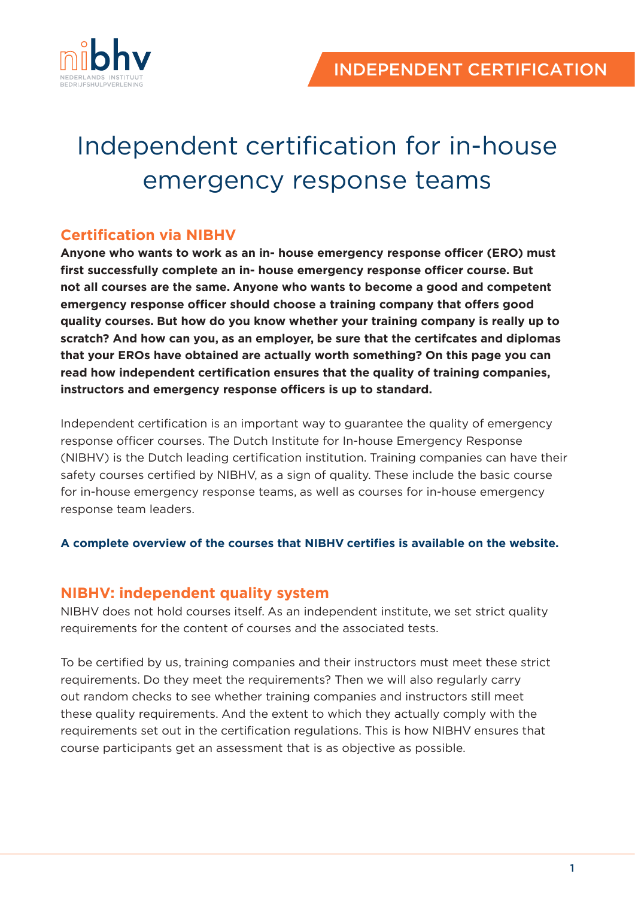INDEPENDENT CERTIFICATION

# Independent certification for in-house emergency response teams

## Certification via NIBHV

**Anyone who wants to work as an in- house emergency response officer (ERO) must first successfully complete an in- house emergency response officer course. But not all courses are the same. Anyone who wants to become a good and competent emergency response officer should choose a training company that offers good quality courses. But how do you know whether your training company is really up to scratch? And how can you, as an employer, be sure that the certifcates and diplomas that your EROs have obtained are actually worth something? On this page you can read how independent certification ensures that the quality of training companies, instructors and emergency response officers is up to standard.**

Independent certification is an important way to guarantee the quality of emergency response officer courses. The Dutch Institute for In-house Emergency Response (NIBHV) is the Dutch leading certification institution. Training companies can have their safety courses certified by NIBHV, as a sign of quality. These include the basic course for in-house emergency response teams, as well as courses for in-house emergency response team leaders.

**A complete overview of the courses that NIBHV certifies is available on the website.**

## NIBHV: independent quality system

NIBHV does not hold courses itself. As an independent institute, we set strict quality requirements for the content of courses and the associated tests.

To be certified by us, training companies and their instructors must meet these strict requirements. Do they meet the requirements? Then we will also regularly carry out random checks to see whether training companies and instructors still meet these quality requirements. And the extent to which they actually comply with the requirements set out in the certification regulations. This is how NIBHV ensures that course participants get an assessment that is as objective as possible.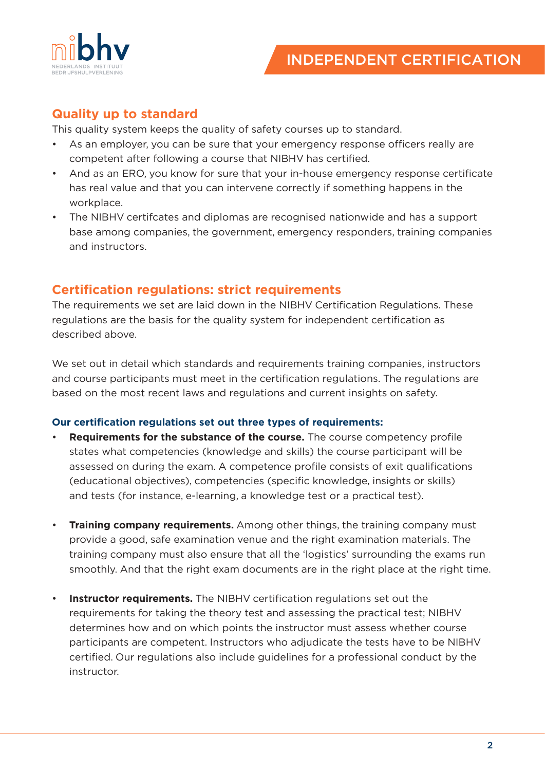## Quality up to standard

This quality system keeps the quality of safety courses up to standard.

- As an employer, you can be sure that your emergency response officers really are competent after following a course that NIBHV has certified.
- And as an ERO, you know for sure that your in-house emergency response certificate has real value and that you can intervene correctly if something happens in the workplace.
- The NIBHV certifcates and diplomas are recognised nationwide and has a support base among companies, the government, emergency responders, training companies and instructors.

## Certification regulations: strict requirements

The requirements we set are laid down in the NIBHV Certification Regulations. These regulations are the basis for the quality system for independent certification as described above.

We set out in detail which standards and requirements training companies, instructors and course participants must meet in the certification regulations. The regulations are based on the most recent laws and regulations and current insights on safety.

**Our certification regulations set out three types of requirements:**

- **Requirements for the substance of the course.** The course competency profile states what competencies (knowledge and skills) the course participant will be assessed on during the exam. A competence profile consists of exit qualifications (educational objectives), competencies (specific knowledge, insights or skills) and tests (for instance, e-learning, a knowledge test or a practical test).

- **Training company requirements.** Among other things, the training company must provide a good, safe examination venue and the right examination materials. The training company must also ensure that all the 'logistics' surrounding the exams run smoothly. And that the right exam documents are in the right place at the right time.

- **Instructor requirements.** The NIBHV certification regulations set out the requirements for taking the theory test and assessing the practical test; NIBHV determines how and on which points the instructor must assess whether course participants are competent. Instructors who adjudicate the tests have to be NIBHV certified. Our regulations also include guidelines for a professional conduct by the instructor.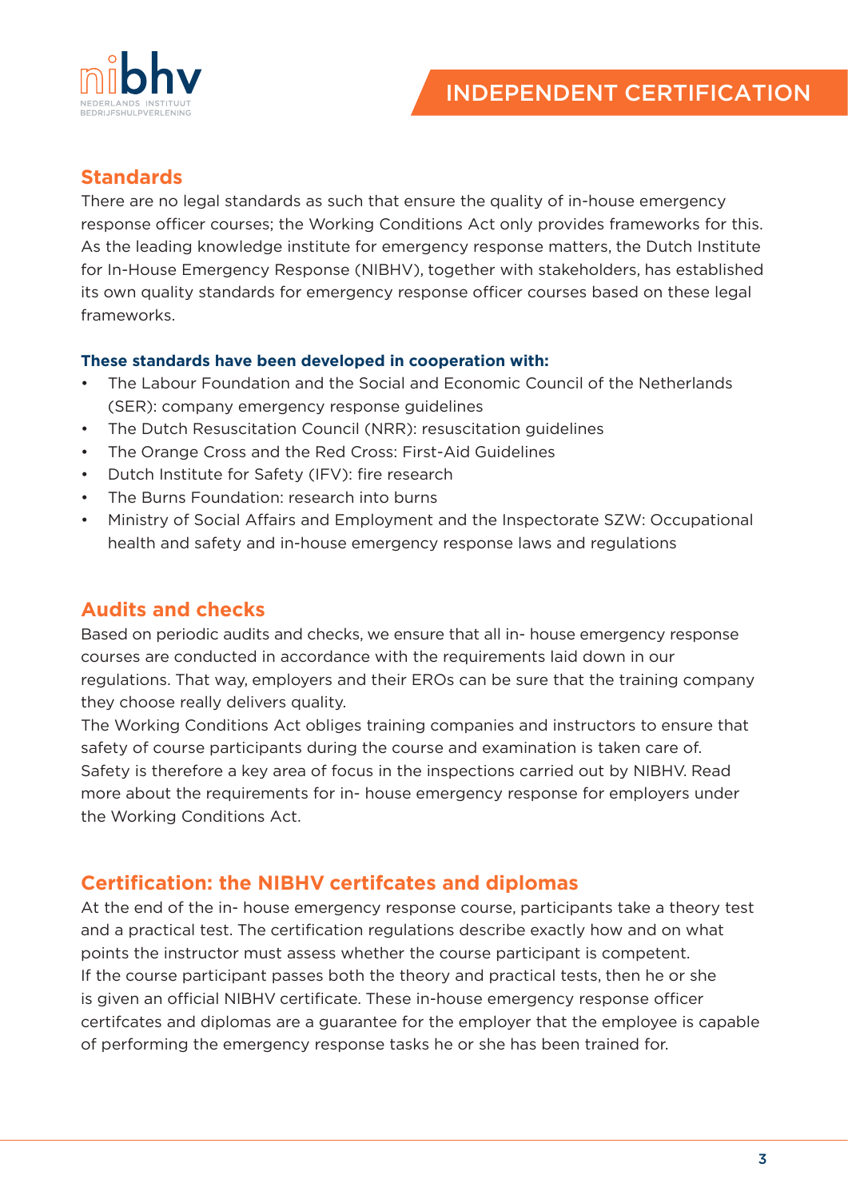# INDEPENDENT CERTIFICATION

## Standards

There are no legal standards as such that ensure the quality of in-house emergency response officer courses; the Working Conditions Act only provides frameworks for this. As the leading knowledge institute for emergency response matters, the Dutch Institute for In-House Emergency Response (NIBHV), together with stakeholders, has established its own quality standards for emergency response officer courses based on these legal frameworks.

**These standards have been developed in cooperation with:**

- The Labour Foundation and the Social and Economic Council of the Netherlands (SER): company emergency response guidelines
- The Dutch Resuscitation Council (NRR): resuscitation guidelines
- The Orange Cross and the Red Cross: First-Aid Guidelines
- Dutch Institute for Safety (IFV): fire research
- The Burns Foundation: research into burns
- Ministry of Social Affairs and Employment and the Inspectorate SZW: Occupational health and safety and in-house emergency response laws and regulations

## Audits and checks

Based on periodic audits and checks, we ensure that all in- house emergency response courses are conducted in accordance with the requirements laid down in our regulations. That way, employers and their EROs can be sure that the training company they choose really delivers quality.
The Working Conditions Act obliges training companies and instructors to ensure that safety of course participants during the course and examination is taken care of. Safety is therefore a key area of focus in the inspections carried out by NIBHV. Read more about the requirements for in- house emergency response for employers under the Working Conditions Act.

## Certification: the NIBHV certifcates and diplomas

At the end of the in- house emergency response course, participants take a theory test and a practical test. The certification regulations describe exactly how and on what points the instructor must assess whether the course participant is competent.
If the course participant passes both the theory and practical tests, then he or she is given an official NIBHV certificate. These in-house emergency response officer certifcates and diplomas are a guarantee for the employer that the employee is capable of performing the emergency response tasks he or she has been trained for.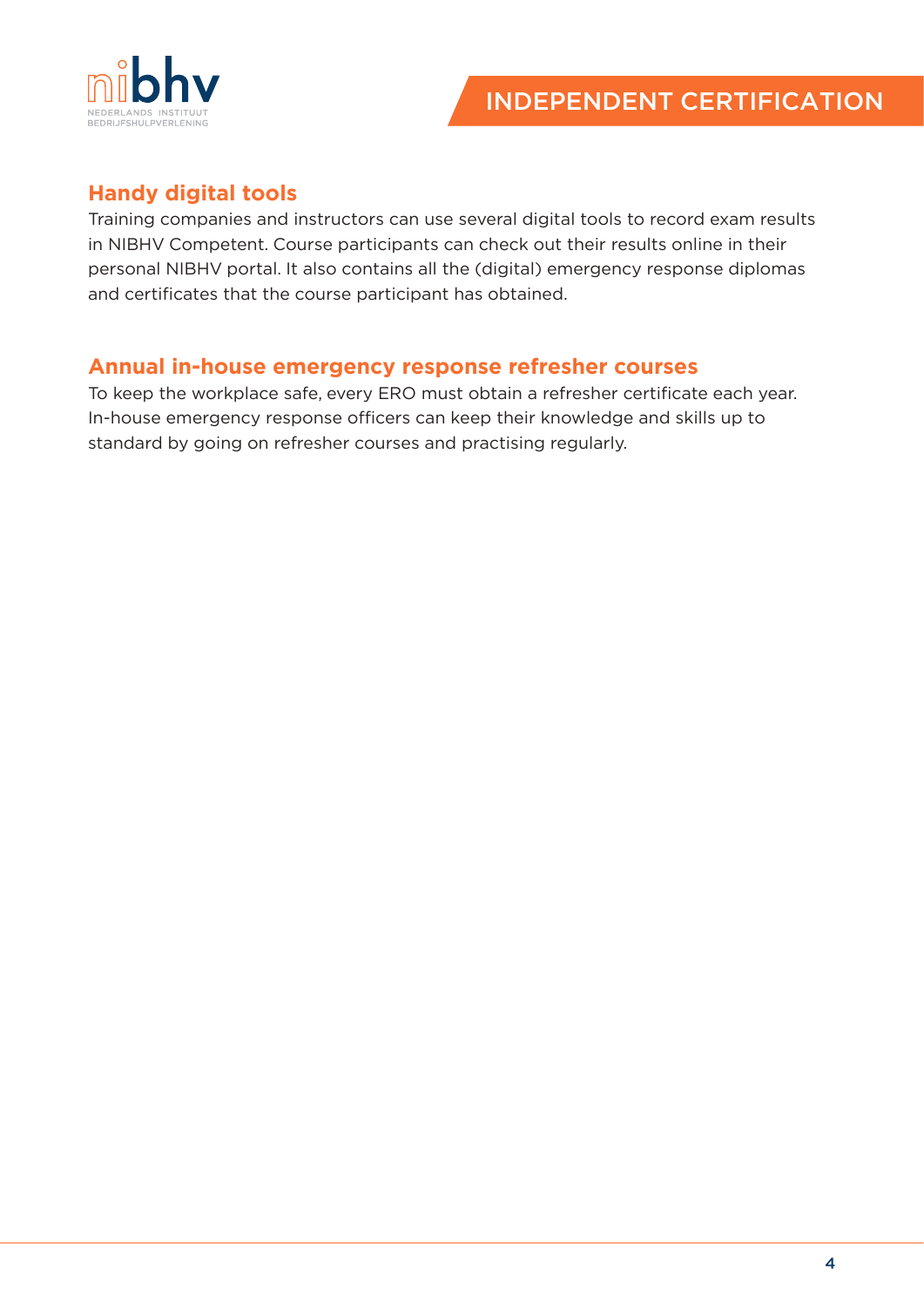## Handy digital tools

Training companies and instructors can use several digital tools to record exam results in NIBHV Competent. Course participants can check out their results online in their personal NIBHV portal. It also contains all the (digital) emergency response diplomas and certificates that the course participant has obtained.

## Annual in-house emergency response refresher courses

To keep the workplace safe, every ERO must obtain a refresher certificate each year. In-house emergency response officers can keep their knowledge and skills up to standard by going on refresher courses and practising regularly.